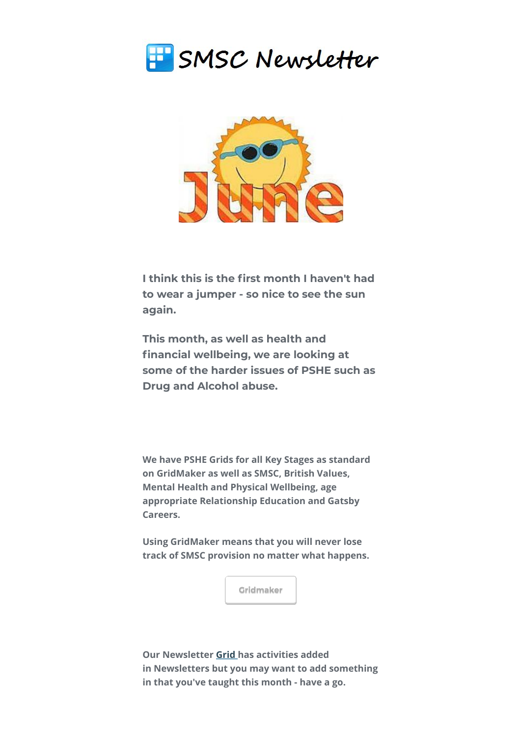# SMSC Newsletter

June

**I think this is the first month I haven't had to wear a jumper - so nice to see the sun again.**

**This month, as well as health and financial wellbeing, we are looking at some of the harder issues of PSHE such as Drug and Alcohol abuse.**

We have PSHE Grids for all Key Stages as standard on GridMaker as well as SMSC, British Values, Mental Health and Physical Wellbeing, age appropriate Relationship Education and Gatsby Careers.

Using GridMaker means that you will never lose track of SMSC provision no matter what happens.

Gridmaker

Our Newsletter Grid has activities added in Newsletters but you may want to add something in that you've taught this month - have a go.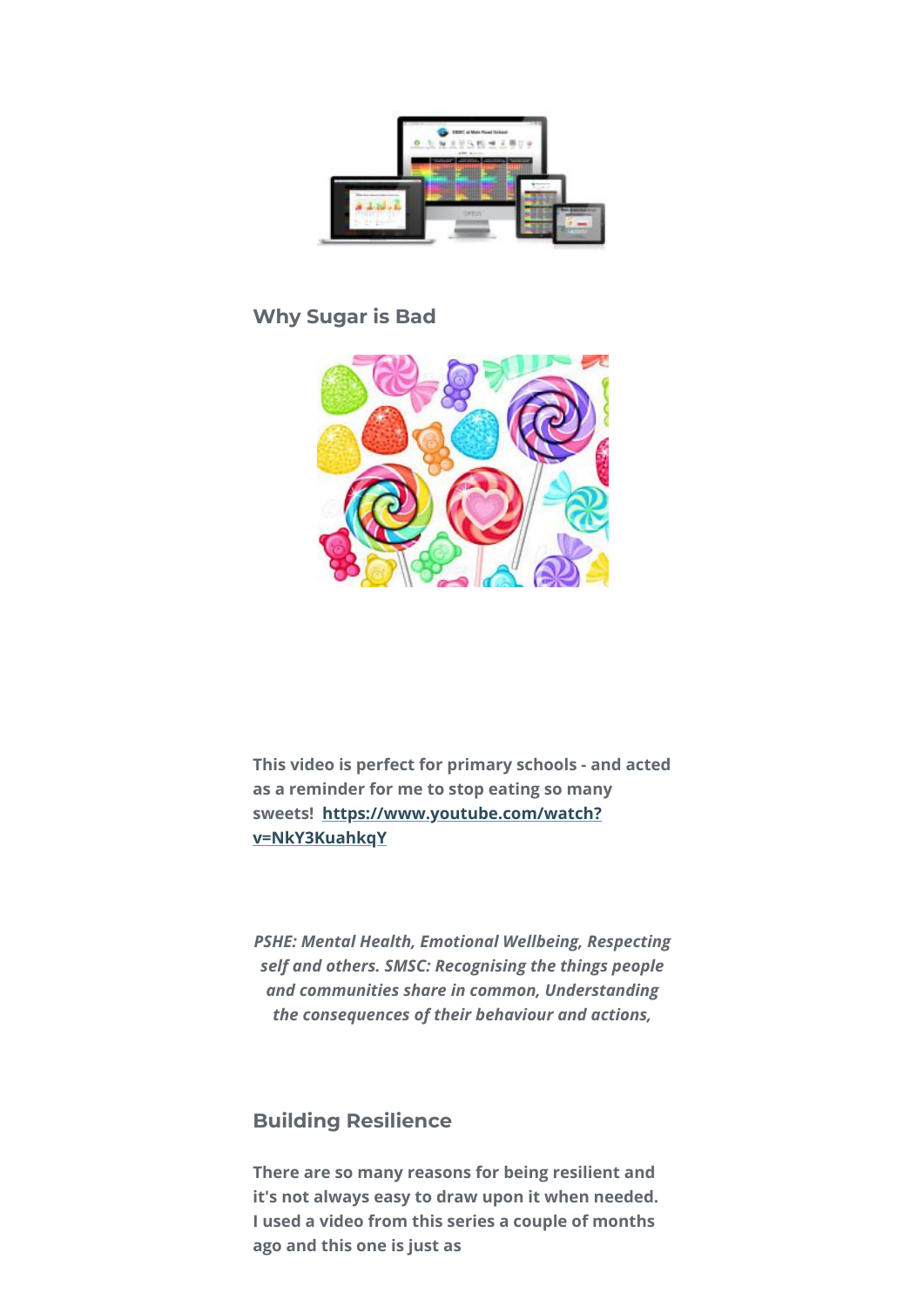## Why Sugar is Bad

**This video is perfect for primary schools - and acted as a reminder for me to stop eating so many sweets! https://www.youtube.com/watch?v=NkY3KuahkqY**

***PSHE: Mental Health, Emotional Wellbeing, Respecting self and others. SMSC: Recognising the things people and communities share in common, Understanding the consequences of their behaviour and actions,***

## Building Resilience

**There are so many reasons for being resilient and it's not always easy to draw upon it when needed. I used a video from this series a couple of months ago and this one is just as**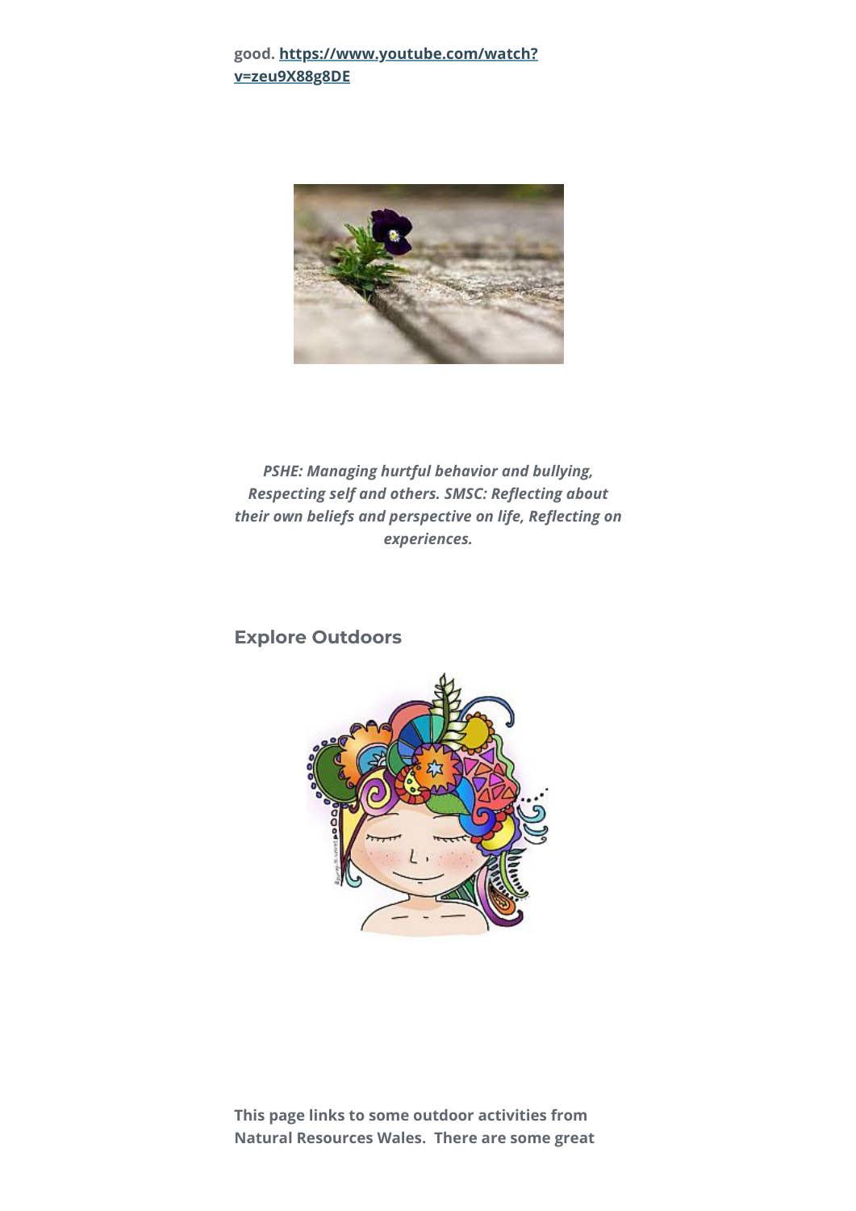**good. [https://www.youtube.com/watch?v=zeu9X88g8DE](https://www.youtube.com/watch?v=zeu9X88g8DE)**

***PSHE: Managing hurtful behavior and bullying, Respecting self and others. SMSC: Reflecting about their own beliefs and perspective on life, Reflecting on experiences.***

## Explore Outdoors

**This page links to some outdoor activities from Natural Resources Wales. There are some great**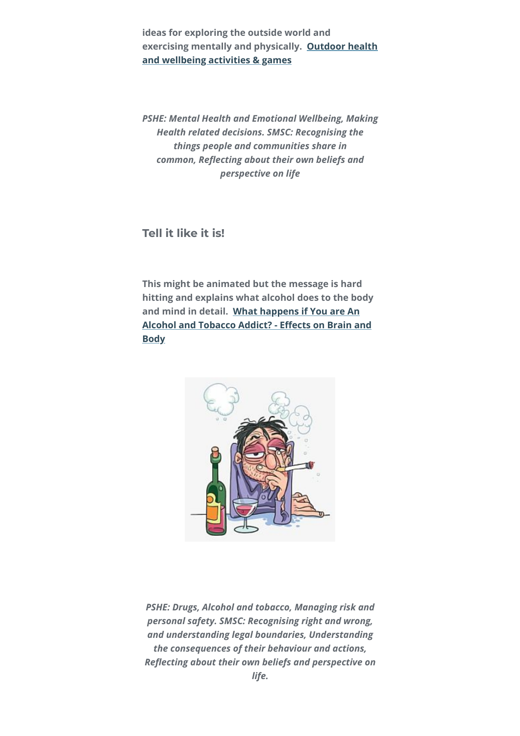**ideas for exploring the outside world and exercising mentally and physically. Outdoor health and wellbeing activities & games**

***PSHE: Mental Health and Emotional Wellbeing, Making Health related decisions. SMSC: Recognising the things people and communities share in common, Reflecting about their own beliefs and perspective on life***

## Tell it like it is!

**This might be animated but the message is hard hitting and explains what alcohol does to the body and mind in detail. What happens if You are An Alcohol and Tobacco Addict? - Effects on Brain and Body**

***PSHE: Drugs, Alcohol and tobacco, Managing risk and personal safety. SMSC: Recognising right and wrong, and understanding legal boundaries, Understanding the consequences of their behaviour and actions, Reflecting about their own beliefs and perspective on life.***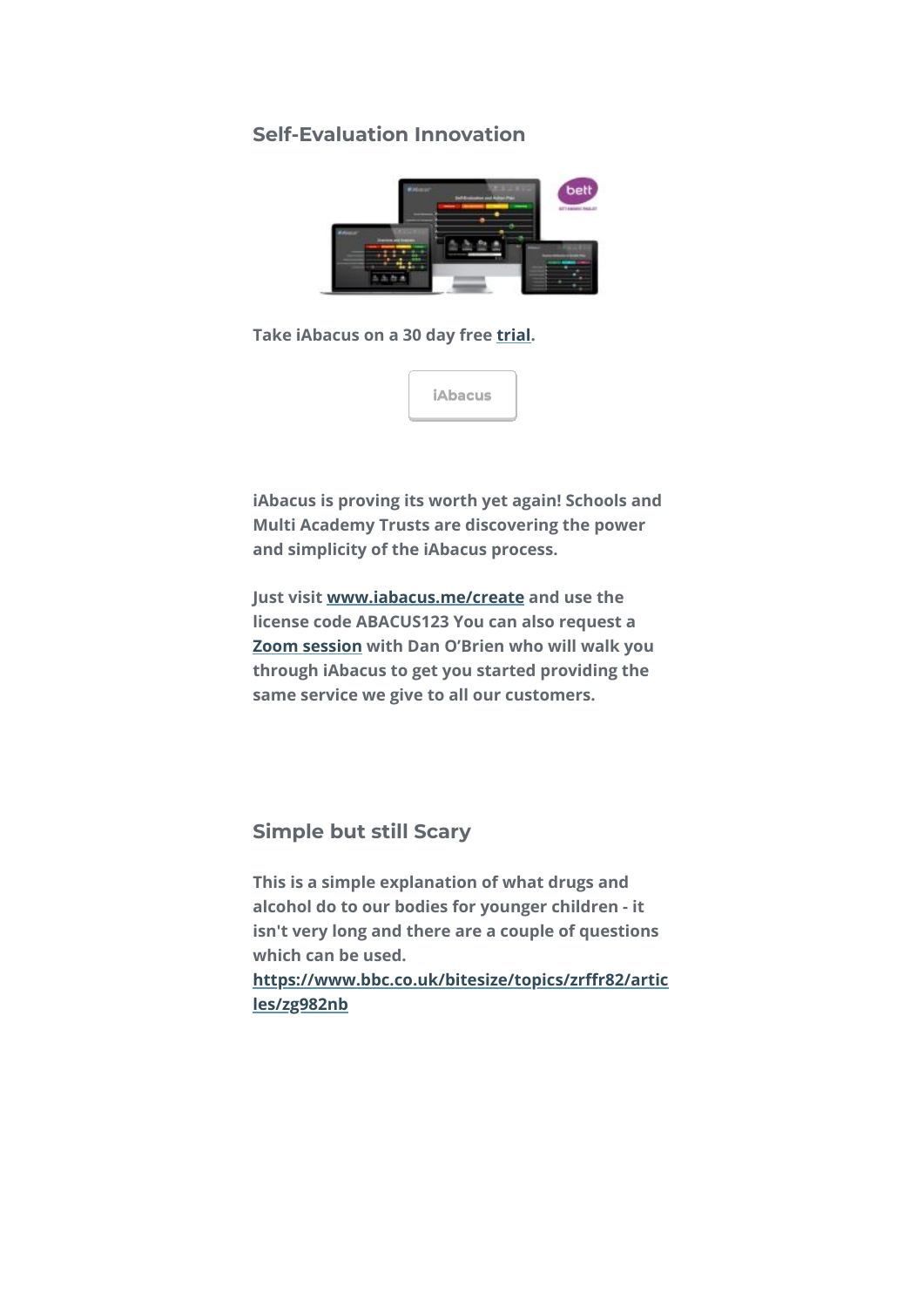## Self-Evaluation Innovation

**Take iAbacus on a 30 day free trial.**

iAbacus

**iAbacus is proving its worth yet again! Schools and Multi Academy Trusts are discovering the power and simplicity of the iAbacus process.**

**Just visit www.iabacus.me/create and use the license code ABACUS123 You can also request a Zoom session with Dan O'Brien who will walk you through iAbacus to get you started providing the same service we give to all our customers.**

## Simple but still Scary

**This is a simple explanation of what drugs and alcohol do to our bodies for younger children - it isn't very long and there are a couple of questions which can be used.**
**https://www.bbc.co.uk/bitesize/topics/zrffr82/articles/zg982nb**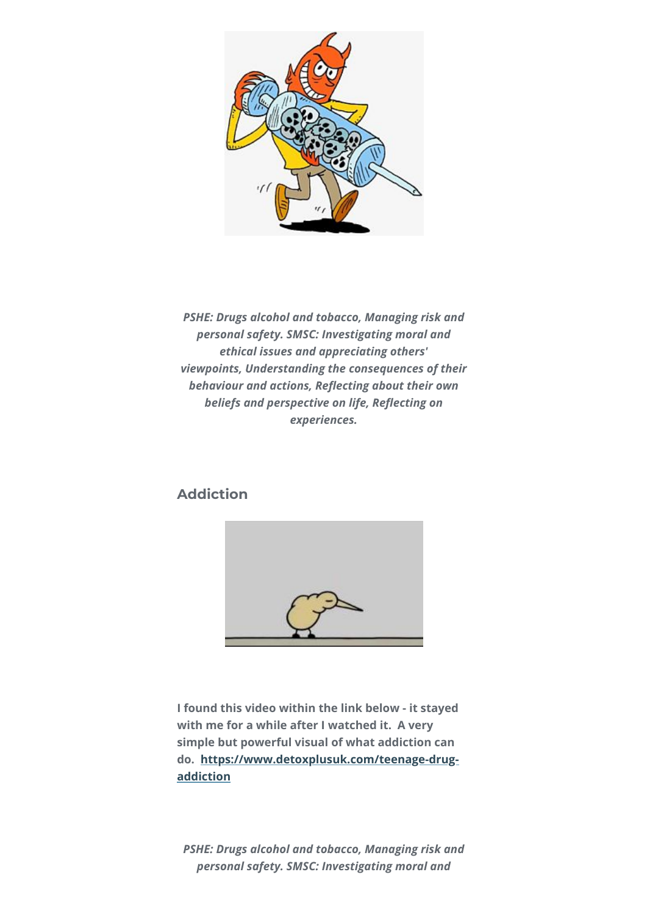*PSHE: Drugs alcohol and tobacco, Managing risk and personal safety. SMSC: Investigating moral and ethical issues and appreciating others' viewpoints, Understanding the consequences of their behaviour and actions, Reflecting about their own beliefs and perspective on life, Reflecting on experiences.*

## Addiction

**I found this video within the link below - it stayed with me for a while after I watched it. A very simple but powerful visual of what addiction can do. [https://www.detoxplusuk.com/teenage-drug-addiction](https://www.detoxplusuk.com/teenage-drug-addiction)**

*PSHE: Drugs alcohol and tobacco, Managing risk and personal safety. SMSC: Investigating moral and*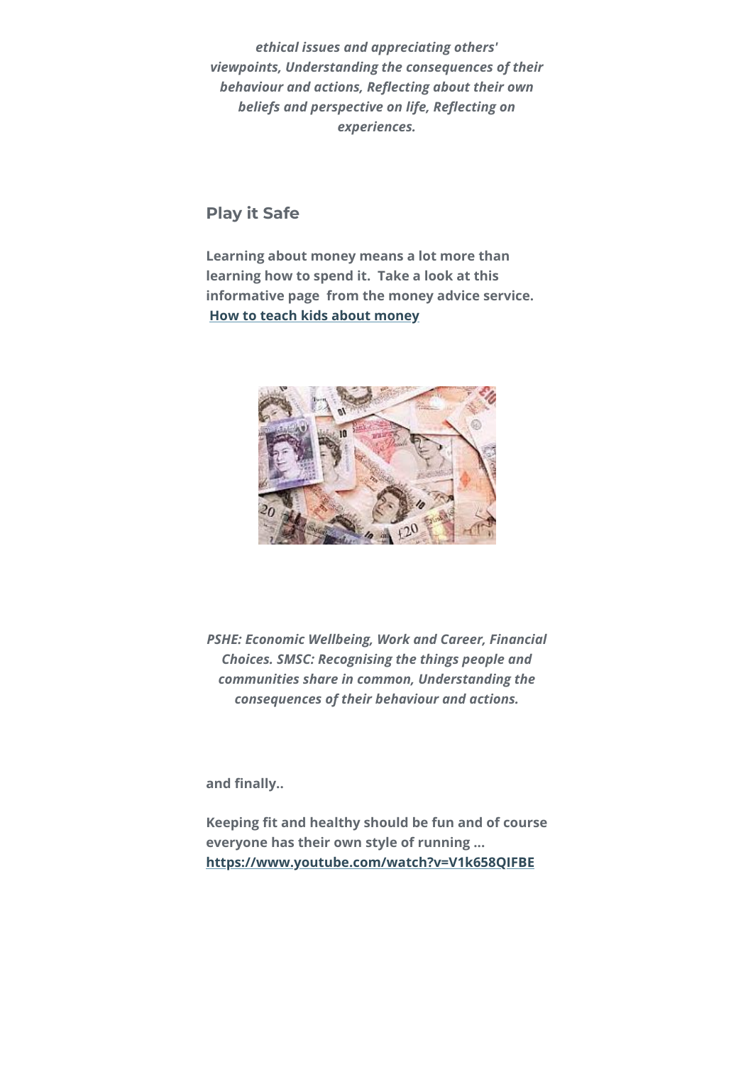*ethical issues and appreciating others' viewpoints, Understanding the consequences of their behaviour and actions, Reflecting about their own beliefs and perspective on life, Reflecting on experiences.*

## Play it Safe

**Learning about money means a lot more than learning how to spend it. Take a look at this informative page from the money advice service. How to teach kids about money**

*PSHE: Economic Wellbeing, Work and Career, Financial Choices. SMSC: Recognising the things people and communities share in common, Understanding the consequences of their behaviour and actions.*

**and finally..**

**Keeping fit and healthy should be fun and of course everyone has their own style of running ... https://www.youtube.com/watch?v=V1k658QIFBE**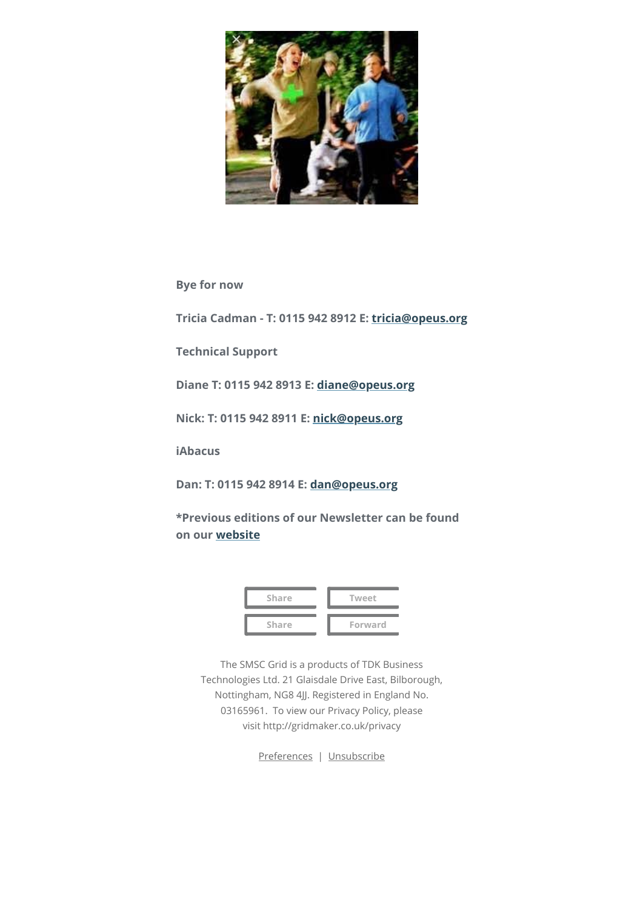**Bye for now**

**Tricia Cadman - T: 0115 942 8912 E: tricia@opeus.org**

**Technical Support**

**Diane T: 0115 942 8913 E: diane@opeus.org**

**Nick: T: 0115 942 8911 E: nick@opeus.org**

**iAbacus**

**Dan: T: 0115 942 8914 E: dan@opeus.org**

***Previous editions of our Newsletter can be found on our website**

Share Tweet

Share Forward

The SMSC Grid is a products of TDK Business Technologies Ltd. 21 Glaisdale Drive East, Bilborough, Nottingham, NG8 4JJ. Registered in England No. 03165961. To view our Privacy Policy, please visit http://gridmaker.co.uk/privacy

Preferences | Unsubscribe